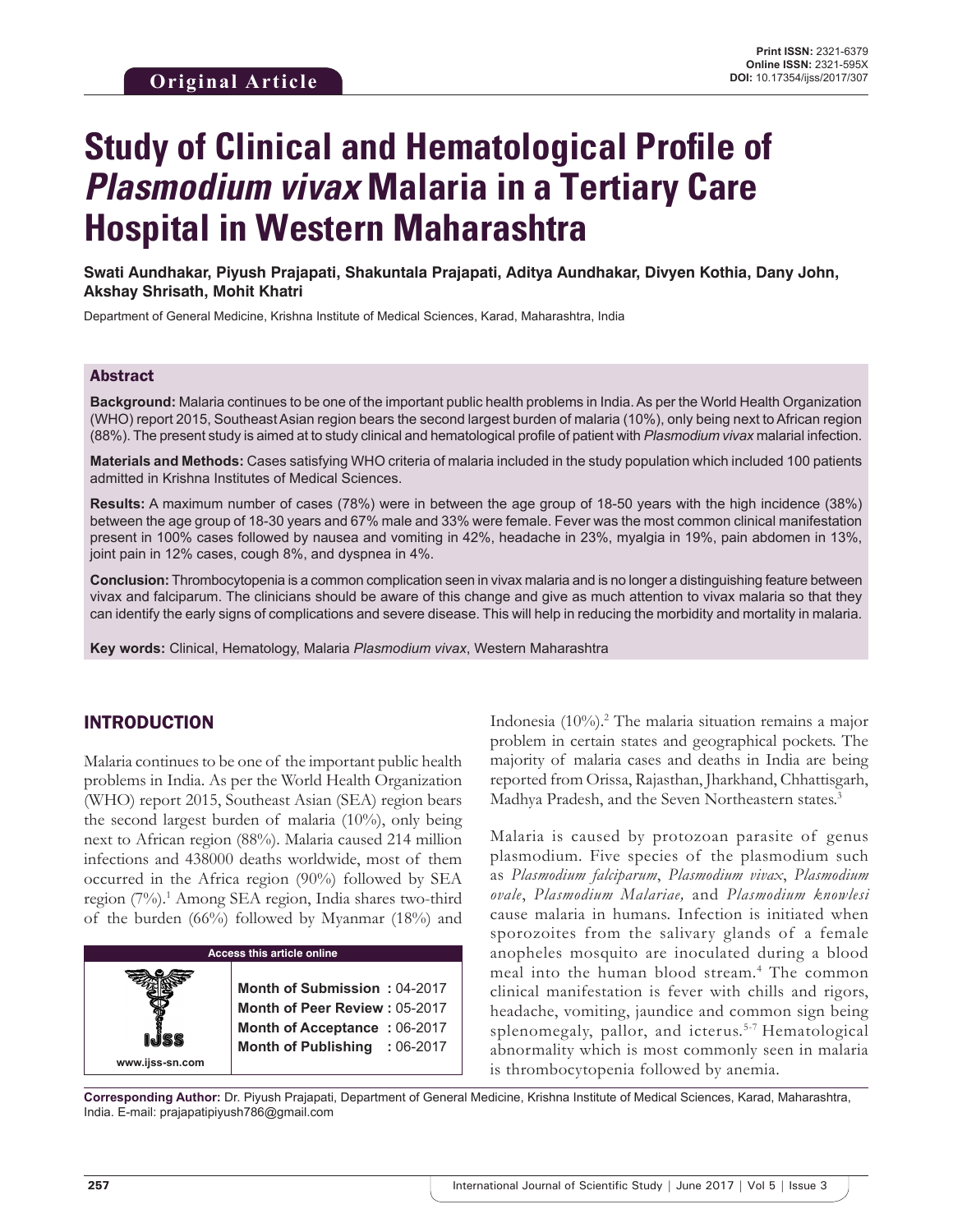**Original Article**

**Print ISSN:** 2321-6379
**Online ISSN:** 2321-595X
**DOI:** 10.17354/ijss/2017/307

# Study of Clinical and Hematological Profile of *Plasmodium vivax* Malaria in a Tertiary Care Hospital in Western Maharashtra

**Swati Aundhakar, Piyush Prajapati, Shakuntala Prajapati, Aditya Aundhakar, Divyen Kothia, Dany John, Akshay Shrisath, Mohit Khatri**

Department of General Medicine, Krishna Institute of Medical Sciences, Karad, Maharashtra, India

## Abstract

**Background:** Malaria continues to be one of the important public health problems in India. As per the World Health Organization (WHO) report 2015, Southeast Asian region bears the second largest burden of malaria (10%), only being next to African region (88%). The present study is aimed at to study clinical and hematological profile of patient with *Plasmodium vivax* malarial infection.

**Materials and Methods:** Cases satisfying WHO criteria of malaria included in the study population which included 100 patients admitted in Krishna Institutes of Medical Sciences.

**Results:** A maximum number of cases (78%) were in between the age group of 18-50 years with the high incidence (38%) between the age group of 18-30 years and 67% male and 33% were female. Fever was the most common clinical manifestation present in 100% cases followed by nausea and vomiting in 42%, headache in 23%, myalgia in 19%, pain abdomen in 13%, joint pain in 12% cases, cough 8%, and dyspnea in 4%.

**Conclusion:** Thrombocytopenia is a common complication seen in vivax malaria and is no longer a distinguishing feature between vivax and falciparum. The clinicians should be aware of this change and give as much attention to vivax malaria so that they can identify the early signs of complications and severe disease. This will help in reducing the morbidity and mortality in malaria.

**Key words:** Clinical, Hematology, Malaria *Plasmodium vivax*, Western Maharashtra

## INTRODUCTION

Malaria continues to be one of the important public health problems in India. As per the World Health Organization (WHO) report 2015, Southeast Asian (SEA) region bears the second largest burden of malaria (10%), only being next to African region (88%). Malaria caused 214 million infections and 438000 deaths worldwide, most of them occurred in the Africa region (90%) followed by SEA region (7%).[1] Among SEA region, India shares two-third of the burden (66%) followed by Myanmar (18%) and Indonesia (10%).[2] The malaria situation remains a major problem in certain states and geographical pockets. The majority of malaria cases and deaths in India are being reported from Orissa, Rajasthan, Jharkhand, Chhattisgarh, Madhya Pradesh, and the Seven Northeastern states.[3]

| Access this article online | |
|---|---|
| www.ijss-sn.com | **Month of Submission :** 04-2017 |
| | **Month of Peer Review :** 05-2017 |
| | **Month of Acceptance :** 06-2017 |
| | **Month of Publishing :** 06-2017 |

Malaria is caused by protozoan parasite of genus plasmodium. Five species of the plasmodium such as *Plasmodium falciparum*, *Plasmodium vivax*, *Plasmodium ovale*, *Plasmodium Malariae,* and *Plasmodium knowlesi* cause malaria in humans. Infection is initiated when sporozoites from the salivary glands of a female anopheles mosquito are inoculated during a blood meal into the human blood stream.[4] The common clinical manifestation is fever with chills and rigors, headache, vomiting, jaundice and common sign being splenomegaly, pallor, and icterus.[5-7] Hematological abnormality which is most commonly seen in malaria is thrombocytopenia followed by anemia.

**Corresponding Author:** Dr. Piyush Prajapati, Department of General Medicine, Krishna Institute of Medical Sciences, Karad, Maharashtra, India. E-mail: prajapatipiyush786@gmail.com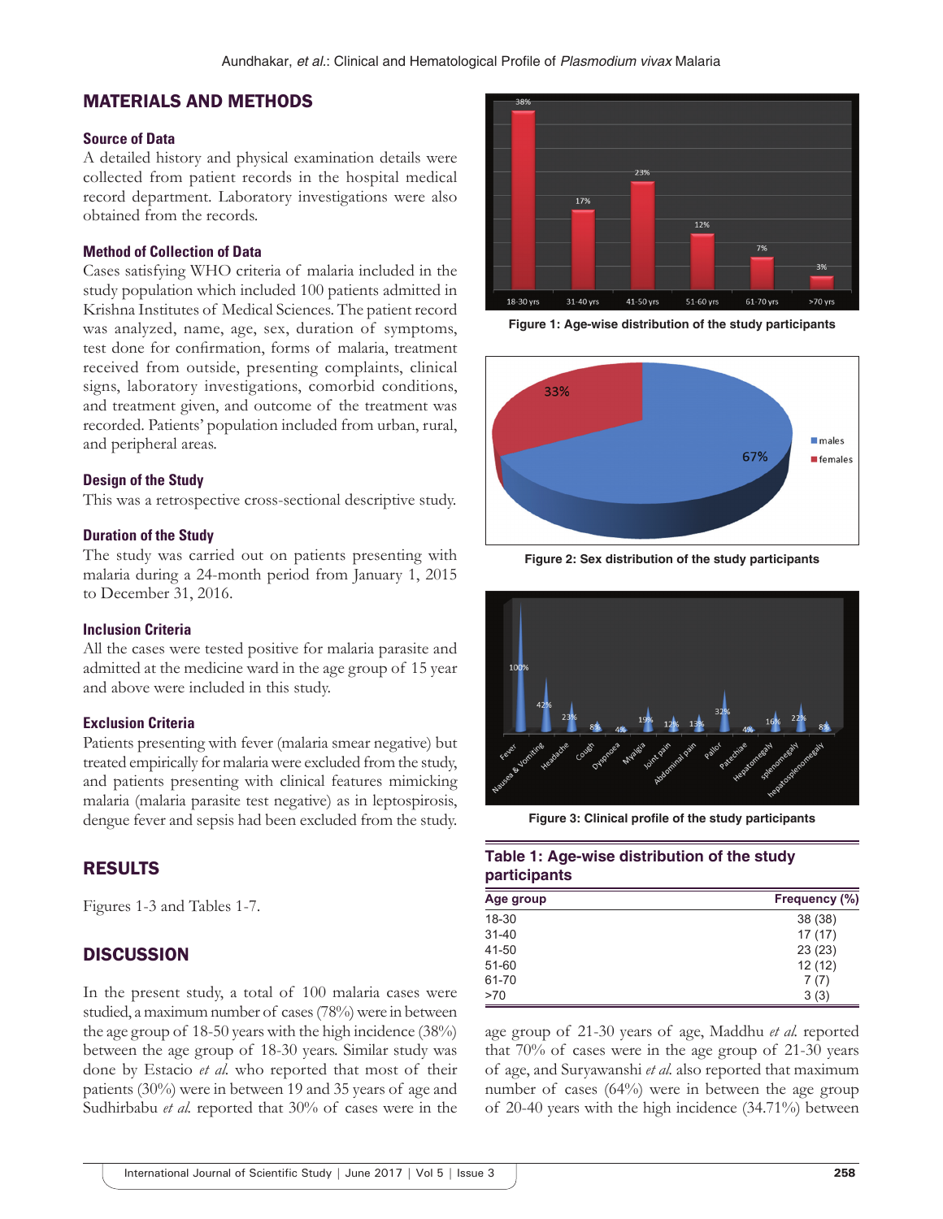## MATERIALS AND METHODS

### Source of Data

A detailed history and physical examination details were collected from patient records in the hospital medical record department. Laboratory investigations were also obtained from the records.

### Method of Collection of Data

Cases satisfying WHO criteria of malaria included in the study population which included 100 patients admitted in Krishna Institutes of Medical Sciences. The patient record was analyzed, name, age, sex, duration of symptoms, test done for confirmation, forms of malaria, treatment received from outside, presenting complaints, clinical signs, laboratory investigations, comorbid conditions, and treatment given, and outcome of the treatment was recorded. Patients' population included from urban, rural, and peripheral areas.

### Design of the Study

This was a retrospective cross-sectional descriptive study.

### Duration of the Study

The study was carried out on patients presenting with malaria during a 24-month period from January 1, 2015 to December 31, 2016.

### Inclusion Criteria

All the cases were tested positive for malaria parasite and admitted at the medicine ward in the age group of 15 year and above were included in this study.

### Exclusion Criteria

Patients presenting with fever (malaria smear negative) but treated empirically for malaria were excluded from the study, and patients presenting with clinical features mimicking malaria (malaria parasite test negative) as in leptospirosis, dengue fever and sepsis had been excluded from the study.

## RESULTS

Figures 1-3 and Tables 1-7.

## DISCUSSION

In the present study, a total of 100 malaria cases were studied, a maximum number of cases (78%) were in between the age group of 18-50 years with the high incidence (38%) between the age group of 18-30 years. Similar study was done by Estacio *et al.* who reported that most of their patients (30%) were in between 19 and 35 years of age and Sudhirbabu *et al.* reported that 30% of cases were in the age group of 21-30 years of age, Maddhu *et al.* reported that 70% of cases were in the age group of 21-30 years of age, and Suryawanshi *et al.* also reported that maximum number of cases (64%) were in between the age group of 20-40 years with the high incidence (34.71%) between

Figure 1: Age-wise distribution of the study participants

Figure 2: Sex distribution of the study participants

Figure 3: Clinical profile of the study participants

**Table 1: Age-wise distribution of the study participants**

| Age group | Frequency (%) |
|---|---|
| 18-30 | 38 (38) |
| 31-40 | 17 (17) |
| 41-50 | 23 (23) |
| 51-60 | 12 (12) |
| 61-70 | 7 (7) |
| >70 | 3 (3) |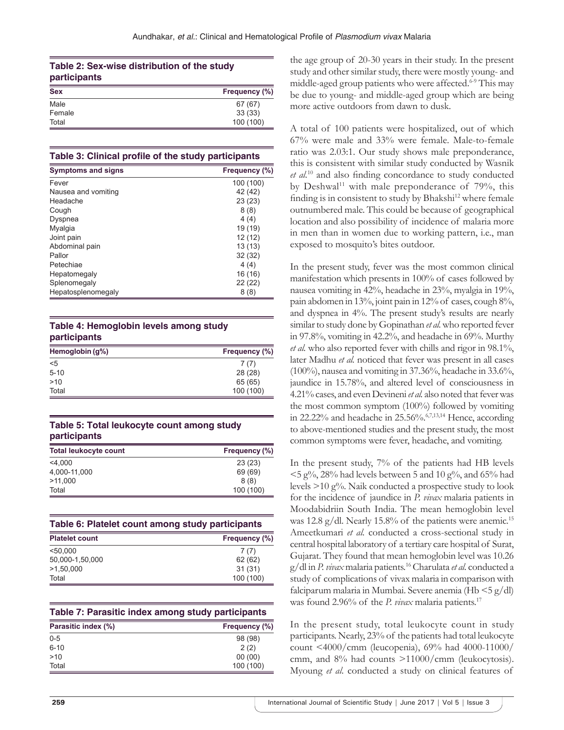**Table 2: Sex-wise distribution of the study participants**

| Sex | Frequency (%) |
|---|---|
| Male | 67 (67) |
| Female | 33 (33) |
| Total | 100 (100) |

**Table 3: Clinical profile of the study participants**

| Symptoms and signs | Frequency (%) |
|---|---|
| Fever | 100 (100) |
| Nausea and vomiting | 42 (42) |
| Headache | 23 (23) |
| Cough | 8 (8) |
| Dyspnea | 4 (4) |
| Myalgia | 19 (19) |
| Joint pain | 12 (12) |
| Abdominal pain | 13 (13) |
| Pallor | 32 (32) |
| Petechiae | 4 (4) |
| Hepatomegaly | 16 (16) |
| Splenomegaly | 22 (22) |
| Hepatosplenomegaly | 8 (8) |

**Table 4: Hemoglobin levels among study participants**

| Hemoglobin (g%) | Frequency (%) |
|---|---|
| <5 | 7 (7) |
| 5-10 | 28 (28) |
| >10 | 65 (65) |
| Total | 100 (100) |

**Table 5: Total leukocyte count among study participants**

| Total leukocyte count | Frequency (%) |
|---|---|
| <4,000 | 23 (23) |
| 4,000-11,000 | 69 (69) |
| >11,000 | 8 (8) |
| Total | 100 (100) |

**Table 6: Platelet count among study participants**

| Platelet count | Frequency (%) |
|---|---|
| <50,000 | 7 (7) |
| 50,000-1,50,000 | 62 (62) |
| >1,50,000 | 31 (31) |
| Total | 100 (100) |

**Table 7: Parasitic index among study participants**

| Parasitic index (%) | Frequency (%) |
|---|---|
| 0-5 | 98 (98) |
| 6-10 | 2 (2) |
| >10 | 00 (00) |
| Total | 100 (100) |

the age group of 20-30 years in their study. In the present study and other similar study, there were mostly young- and middle-aged group patients who were affected.[6-9] This may be due to young- and middle-aged group which are being more active outdoors from dawn to dusk.

A total of 100 patients were hospitalized, out of which 67% were male and 33% were female. Male-to-female ratio was 2.03:1. Our study shows male preponderance, this is consistent with similar study conducted by Wasnik *et al.*[10] and also finding concordance to study conducted by Deshwal[11] with male preponderance of 79%, this finding is in consistent to study by Bhakshi[12] where female outnumbered male. This could be because of geographical location and also possibility of incidence of malaria more in men than in women due to working pattern, i.e., man exposed to mosquito's bites outdoor.

In the present study, fever was the most common clinical manifestation which presents in 100% of cases followed by nausea vomiting in 42%, headache in 23%, myalgia in 19%, pain abdomen in 13%, joint pain in 12% of cases, cough 8%, and dyspnea in 4%. The present study's results are nearly similar to study done by Gopinathan *et al.* who reported fever in 97.8%, vomiting in 42.2%, and headache in 69%. Murthy *et al.* who also reported fever with chills and rigor in 98.1%, later Madhu *et al.* noticed that fever was present in all cases (100%), nausea and vomiting in 37.36%, headache in 33.6%, jaundice in 15.78%, and altered level of consciousness in 4.21% cases, and even Devineni *et al.* also noted that fever was the most common symptom (100%) followed by vomiting in 22.22% and headache in 25.56%.[6,7,13,14] Hence, according to above-mentioned studies and the present study, the most common symptoms were fever, headache, and vomiting.

In the present study, 7% of the patients had HB levels <5 g%, 28% had levels between 5 and 10 g%, and 65% had levels >10 g%. Naik conducted a prospective study to look for the incidence of jaundice in *P. vivax* malaria patients in Moodabidriin South India. The mean hemoglobin level was 12.8 g/dl. Nearly 15.8% of the patients were anemic.[15] Ameetkumari *et al.* conducted a cross-sectional study in central hospital laboratory of a tertiary care hospital of Surat, Gujarat. They found that mean hemoglobin level was 10.26 g/dl in *P. vivax* malaria patients.[16] Charulata *et al.* conducted a study of complications of vivax malaria in comparison with falciparum malaria in Mumbai. Severe anemia (Hb <5 g/dl) was found 2.96% of the *P. vivax* malaria patients.[17]

In the present study, total leukocyte count in study participants. Nearly, 23% of the patients had total leukocyte count <4000/cmm (leucopenia), 69% had 4000-11000/cmm, and 8% had counts >11000/cmm (leukocytosis). Myoung *et al.* conducted a study on clinical features of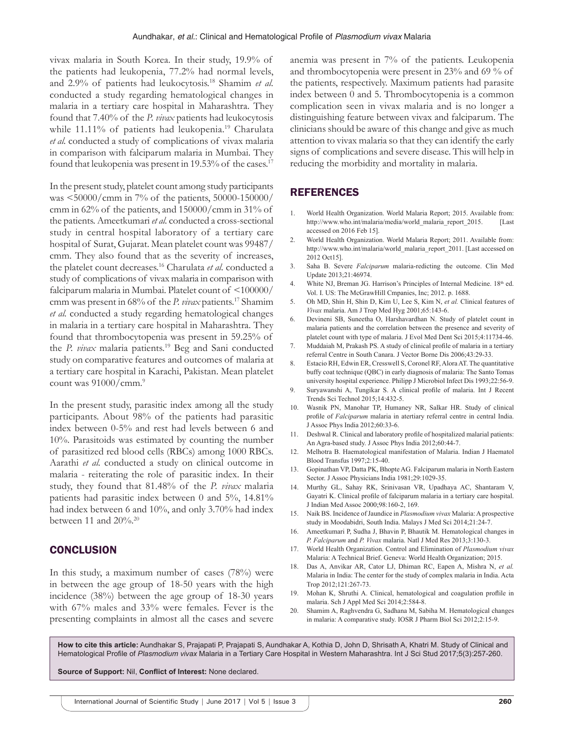vivax malaria in South Korea. In their study, 19.9% of the patients had leukopenia, 77.2% had normal levels, and 2.9% of patients had leukocytosis.[18] Shamim *et al.* conducted a study regarding hematological changes in malaria in a tertiary care hospital in Maharashtra. They found that 7.40% of the *P. vivax* patients had leukocytosis while 11.11% of patients had leukopenia.[19] Charulata *et al.* conducted a study of complications of vivax malaria in comparison with falciparum malaria in Mumbai. They found that leukopenia was present in 19.53% of the cases.[17]

In the present study, platelet count among study participants was <50000/cmm in 7% of the patients, 50000-150000/cmm in 62% of the patients, and 150000/cmm in 31% of the patients. Ameetkumari *et al.* conducted a cross-sectional study in central hospital laboratory of a tertiary care hospital of Surat, Gujarat. Mean platelet count was 99487/cmm. They also found that as the severity of increases, the platelet count decreases.[16] Charulata *et al.* conducted a study of complications of vivax malaria in comparison with falciparum malaria in Mumbai. Platelet count of <100000/cmm was present in 68% of the *P. vivax* patients.[17] Shamim *et al.* conducted a study regarding hematological changes in malaria in a tertiary care hospital in Maharashtra. They found that thrombocytopenia was present in 59.25% of the *P. vivax* malaria patients.[19] Beg and Sani conducted study on comparative features and outcomes of malaria at a tertiary care hospital in Karachi, Pakistan. Mean platelet count was 91000/cmm.[9]

In the present study, parasitic index among all the study participants. About 98% of the patients had parasitic index between 0-5% and rest had levels between 6 and 10%. Parasitoids was estimated by counting the number of parasitized red blood cells (RBCs) among 1000 RBCs. Aarathi *et al.* conducted a study on clinical outcome in malaria - reiterating the role of parasitic index. In their study, they found that 81.48% of the *P. vivax* malaria patients had parasitic index between 0 and 5%, 14.81% had index between 6 and 10%, and only 3.70% had index between 11 and 20%.[20]

## CONCLUSION

In this study, a maximum number of cases (78%) were in between the age group of 18-50 years with the high incidence (38%) between the age group of 18-30 years with 67% males and 33% were females. Fever is the presenting complaints in almost all the cases and severe anemia was present in 7% of the patients. Leukopenia and thrombocytopenia were present in 23% and 69 % of the patients, respectively. Maximum patients had parasite index between 0 and 5. Thrombocytopenia is a common complication seen in vivax malaria and is no longer a distinguishing feature between vivax and falciparum. The clinicians should be aware of this change and give as much attention to vivax malaria so that they can identify the early signs of complications and severe disease. This will help in reducing the morbidity and mortality in malaria.

## REFERENCES

1. World Health Organization. World Malaria Report; 2015. Available from: http://www.who.int/malaria/media/world_malaria_report_2015. [Last accessed on 2016 Feb 15].
2. World Health Organization. World Malaria Report; 2011. Available from: http://www.who.int/malaria/world_malaria_report_2011. [Last accessed on 2012 Oct15].
3. Saha B. Severe *Falciparum* malaria-redicting the outcome. Clin Med Update 2013;21:46974.
4. White NJ, Breman JG. Harrison's Principles of Internal Medicine. 18th ed. Vol. I. US: The McGrawHill Cmpanies, Inc; 2012. p. 1688.
5. Oh MD, Shin H, Shin D, Kim U, Lee S, Kim N, *et al.* Clinical features of *Vivax* malaria. Am J Trop Med Hyg 2001;65:143-6.
6. Devineni SB, Suneetha O, Harshavardhan N. Study of platelet count in malaria patients and the correlation between the presence and severity of platelet count with type of malaria. J Evol Med Dent Sci 2015;4:11734-46.
7. Muddaiah M, Prakash PS. A study of clinical profile of malaria in a tertiary referral Centre in South Canara. J Vector Borne Dis 2006;43:29-33.
8. Estacio RH, Edwin ER, Cresswell S, Coronel RF, Alora AT. The quantitative buffy coat technique (QBC) in early diagnosis of malaria: The Santo Tomas university hospital experience. Philipp J Microbiol Infect Dis 1993;22:56-9.
9. Suryawanshi A, Tungikar S. A clinical profile of malaria. Int J Recent Trends Sci Technol 2015;14:432-5.
10. Wasnik PN, Manohar TP, Humaney NR, Salkar HR. Study of clinical profile of *Falciparum* malaria in atertiary referral centre in central India. J Assoc Phys India 2012;60:33-6.
11. Deshwal R. Clinical and laboratory profile of hospitalized malarial patients: An Agra-based study. J Assoc Phys India 2012;60:44-7.
12. Melhotra B. Haematological manifestation of Malaria. Indian J Haematol Blood Transfus 1997;2:15-40.
13. Gopinathan VP, Datta PK, Bhopte AG. Falciparum malaria in North Eastern Sector. J Assoc Physicians India 1981;29:1029-35.
14. Murthy GL, Sahay RK, Srinivasan VR, Upadhaya AC, Shantaram V, Gayatri K. Clinical profile of falciparum malaria in a tertiary care hospital. J Indian Med Assoc 2000;98:160-2, 169.
15. Naik BS. Incidence of Jaundice in *Plasmodium vivax* Malaria: A prospective study in Moodabidri, South India. Malays J Med Sci 2014;21:24-7.
16. Ameetkumari P, Sudha J, Bhavin P, Bhautik M. Hematological changes in *P. Falciparum* and *P. Vivax* malaria. Natl J Med Res 2013;3:130-3.
17. World Health Organization. Control and Elimination of *Plasmodium vivax* Malaria: A Technical Brief. Geneva: World Health Organization; 2015.
18. Das A, Anvikar AR, Cator LJ, Dhiman RC, Eapen A, Mishra N, *et al.* Malaria in India: The center for the study of complex malaria in India. Acta Trop 2012;121:267-73.
19. Mohan K, Shruthi A. Clinical, hematological and coagulation proflile in malaria. Sch J Appl Med Sci 2014;2:584-8.
20. Shamim A, Raghvendra G, Sadhana M, Sabiha M. Hematological changes in malaria: A comparative study. IOSR J Pharm Biol Sci 2012;2:15-9.

**How to cite this article:** Aundhakar S, Prajapati P, Prajapati S, Aundhakar A, Kothia D, John D, Shrisath A, Khatri M. Study of Clinical and Hematological Profile of *Plasmodium vivax* Malaria in a Tertiary Care Hospital in Western Maharashtra. Int J Sci Stud 2017;5(3):257-260.

**Source of Support:** Nil, **Conflict of Interest:** None declared.